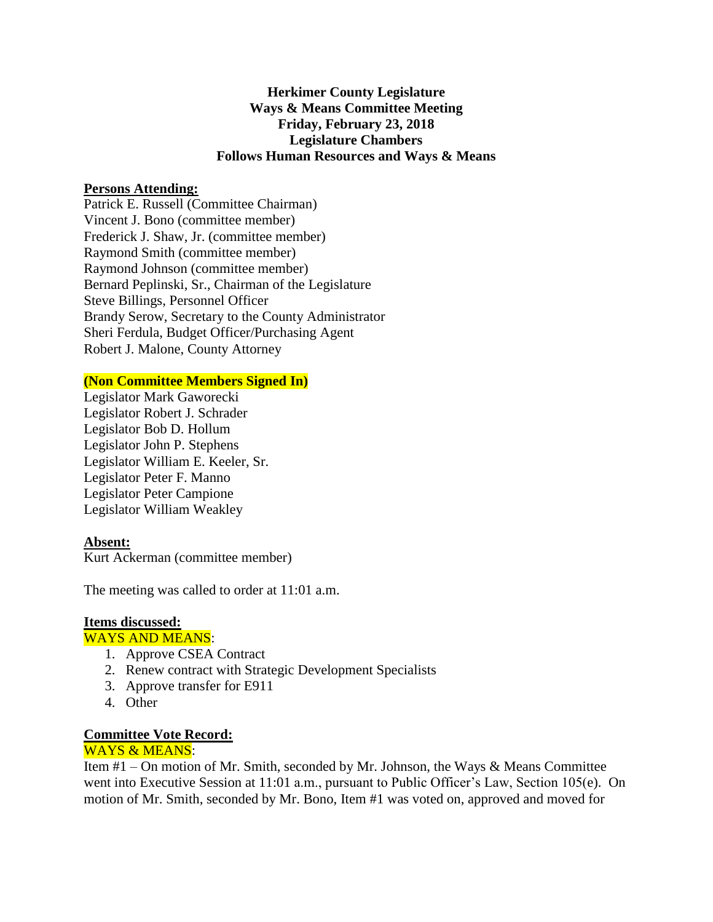**Herkimer County Legislature**
**Ways & Means Committee Meeting**
**Friday, February 23, 2018**
**Legislature Chambers**
**Follows Human Resources and Ways & Means**

**Persons Attending:**

Patrick E. Russell (Committee Chairman)
Vincent J. Bono (committee member)
Frederick J. Shaw, Jr. (committee member)
Raymond Smith (committee member)
Raymond Johnson (committee member)
Bernard Peplinski, Sr., Chairman of the Legislature
Steve Billings, Personnel Officer
Brandy Serow, Secretary to the County Administrator
Sheri Ferdula, Budget Officer/Purchasing Agent
Robert J. Malone, County Attorney

**(Non Committee Members Signed In)**

Legislator Mark Gaworecki
Legislator Robert J. Schrader
Legislator Bob D. Hollum
Legislator John P. Stephens
Legislator William E. Keeler, Sr.
Legislator Peter F. Manno
Legislator Peter Campione
Legislator William Weakley

**Absent:**

Kurt Ackerman (committee member)

The meeting was called to order at 11:01 a.m.

**Items discussed:**

WAYS AND MEANS:

1. Approve CSEA Contract
2. Renew contract with Strategic Development Specialists
3. Approve transfer for E911
4. Other

**Committee Vote Record:**

WAYS & MEANS:

Item #1 – On motion of Mr. Smith, seconded by Mr. Johnson, the Ways & Means Committee went into Executive Session at 11:01 a.m., pursuant to Public Officer's Law, Section 105(e). On motion of Mr. Smith, seconded by Mr. Bono, Item #1 was voted on, approved and moved for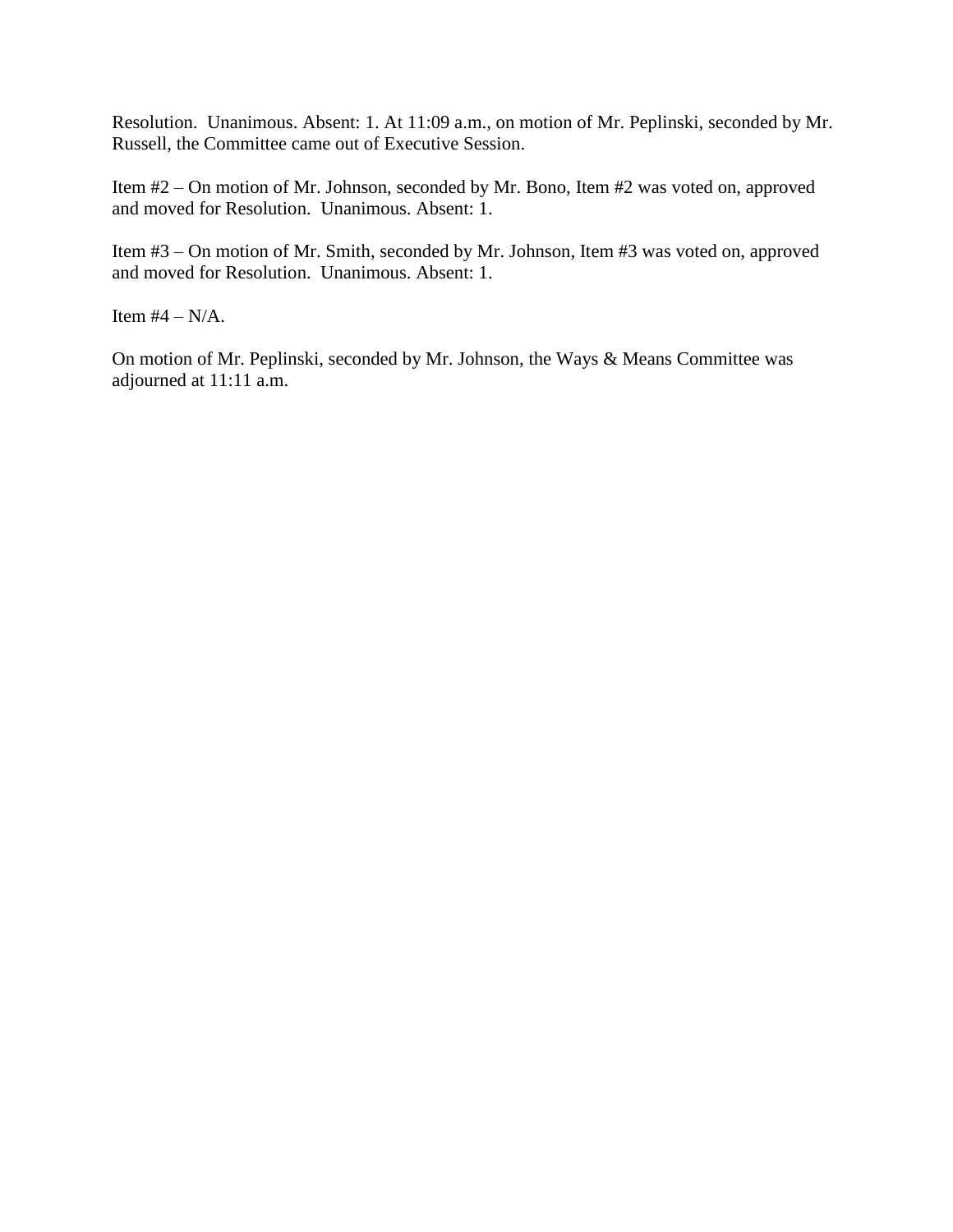Resolution. Unanimous. Absent: 1. At 11:09 a.m., on motion of Mr. Peplinski, seconded by Mr. Russell, the Committee came out of Executive Session.

Item #2 – On motion of Mr. Johnson, seconded by Mr. Bono, Item #2 was voted on, approved and moved for Resolution. Unanimous. Absent: 1.

Item #3 – On motion of Mr. Smith, seconded by Mr. Johnson, Item #3 was voted on, approved and moved for Resolution. Unanimous. Absent: 1.

Item #4 – N/A.

On motion of Mr. Peplinski, seconded by Mr. Johnson, the Ways & Means Committee was adjourned at 11:11 a.m.